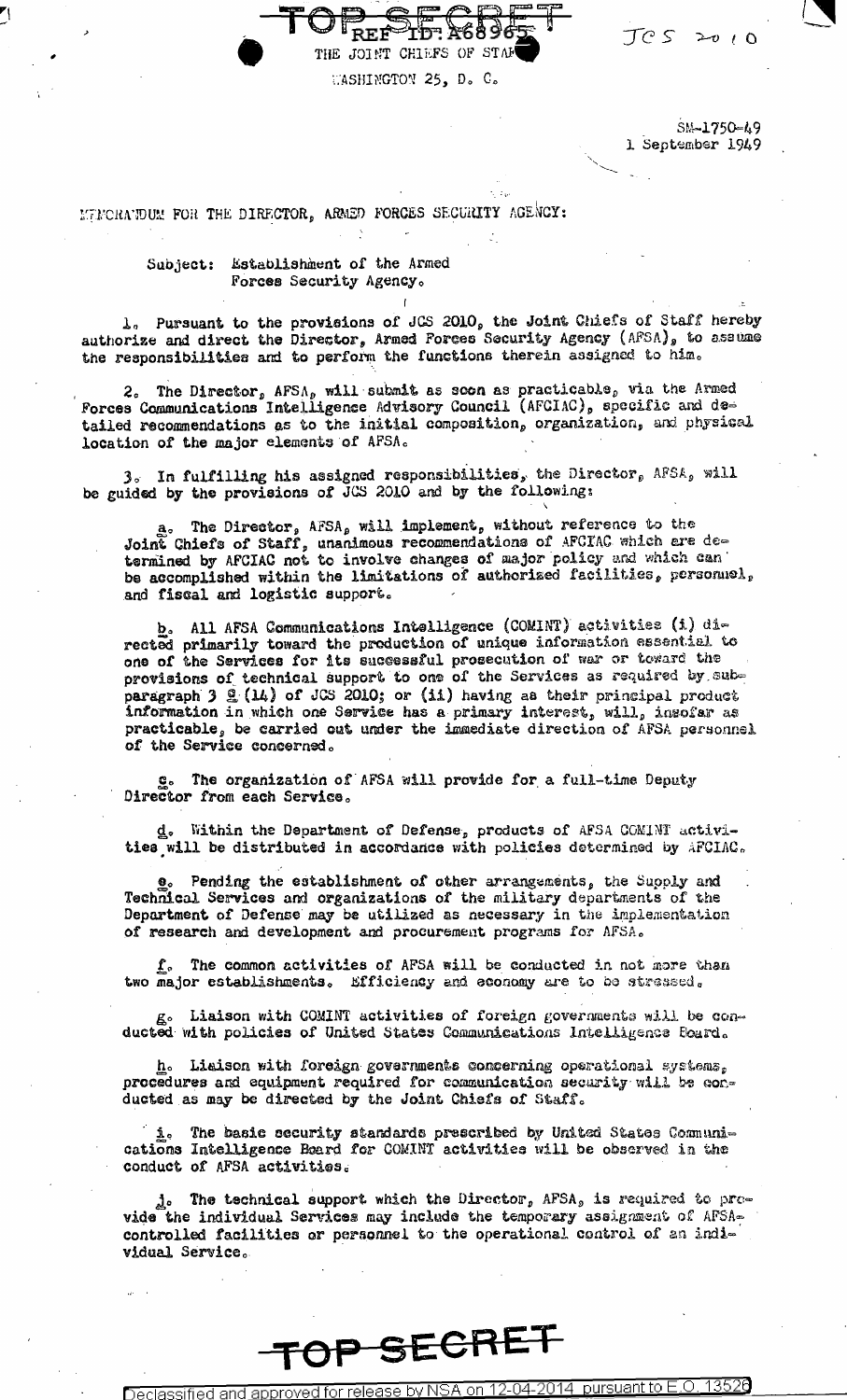TOP SECRET REF ID: A68965

THE JOINT CHIEFS OF STAFF

WASHINGTON 25, D. C.

JCS 2010

SM-1750-49
1 September 1949

MEMORANDUM FOR THE DIRECTOR, ARMED FORCES SECURITY AGENCY:

Subject: Establishment of the Armed Forces Security Agency.

1. Pursuant to the provisions of JCS 2010, the Joint Chiefs of Staff hereby authorize and direct the Director, Armed Forces Security Agency (AFSA), to assume the responsibilities and to perform the functions therein assigned to him.

2. The Director, AFSA, will submit as soon as practicable, via the Armed Forces Communications Intelligence Advisory Council (AFCIAC), specific and detailed recommendations as to the initial composition, organization, and physical location of the major elements of AFSA.

3. In fulfilling his assigned responsibilities, the Director, AFSA, will be guided by the provisions of JCS 2010 and by the following:

a. The Director, AFSA, will implement, without reference to the Joint Chiefs of Staff, unanimous recommendations of AFCIAC which are determined by AFCIAC not to involve changes of major policy and which can be accomplished within the limitations of authorized facilities, personnel, and fiscal and logistic support.

b. All AFSA Communications Intelligence (COMINT) activities (i) directed primarily toward the production of unique information essential to one of the Services for its successful prosecution of war or toward the provisions of technical support to one of the Services as required by subparagraph 3 g (14) of JCS 2010; or (ii) having as their principal product information in which one Service has a primary interest, will, insofar as practicable, be carried out under the immediate direction of AFSA personnel of the Service concerned.

c. The organization of AFSA will provide for a full-time Deputy Director from each Service.

d. Within the Department of Defense, products of AFSA COMINT activities will be distributed in accordance with policies determined by AFCIAC.

e. Pending the establishment of other arrangements, the Supply and Technical Services and organizations of the military departments of the Department of Defense may be utilized as necessary in the implementation of research and development and procurement programs for AFSA.

f. The common activities of AFSA will be conducted in not more than two major establishments. Efficiency and economy are to be stressed.

g. Liaison with COMINT activities of foreign governments will be conducted with policies of United States Communications Intelligence Board.

h. Liaison with foreign governments concerning operational systems, procedures and equipment required for communication security will be conducted as may be directed by the Joint Chiefs of Staff.

i. The basic security standards prescribed by United States Communications Intelligence Board for COMINT activities will be observed in the conduct of AFSA activities.

j. The technical support which the Director, AFSA, is required to provide the individual Services may include the temporary assignment of AFSA-controlled facilities or personnel to the operational control of an individual Service.

TOP SECRET

Declassified and approved for release by NSA on 12-04-2014 pursuant to E.O. 13526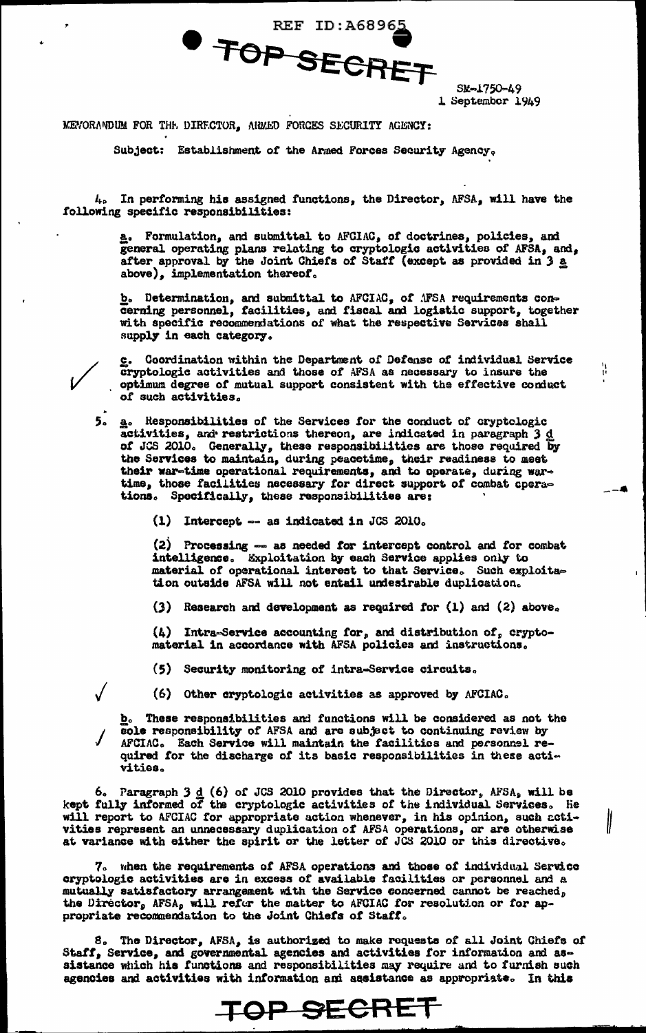SM-1750-49
1 September 1949

MEMORANDUM FOR THE DIRECTOR, ARMED FORCES SECURITY AGENCY:

Subject: Establishment of the Armed Forces Security Agency.

4. In performing his assigned functions, the Director, AFSA, will have the following specific responsibilities:

a. Formulation, and submittal to AFCIAC, of doctrines, policies, and general operating plans relating to cryptologic activities of AFSA, and, after approval by the Joint Chiefs of Staff (except as provided in 3 a above), implementation thereof.

b. Determination, and submittal to AFCIAC, of AFSA requirements concerning personnel, facilities, and fiscal and logistic support, together with specific recommendations of what the respective Services shall supply in each category.

c. Coordination within the Department of Defense of individual Service cryptologic activities and those of AFSA as necessary to insure the optimum degree of mutual support consistent with the effective conduct of such activities.

5. a. Responsibilities of the Services for the conduct of cryptologic activities, and restrictions thereon, are indicated in paragraph 3 d of JCS 2010. Generally, these responsibilities are those required by the Services to maintain, during peacetime, their readiness to meet their war-time operational requirements, and to operate, during wartime, those facilities necessary for direct support of combat operations. Specifically, these responsibilities are:

(1) Intercept -- as indicated in JCS 2010.

(2) Processing -- as needed for intercept control and for combat intelligence. Exploitation by each Service applies only to material of operational interest to that Service. Such exploitation outside AFSA will not entail undesirable duplication.

(3) Research and development as required for (1) and (2) above.

(4) Intra-Service accounting for, and distribution of, cryptomaterial in accordance with AFSA policies and instructions.

(5) Security monitoring of intra-Service circuits.

(6) Other cryptologic activities as approved by AFCIAC.

b. These responsibilities and functions will be considered as not the sole responsibility of AFSA and are subject to continuing review by AFCIAC. Each Service will maintain the facilities and personnel required for the discharge of its basic responsibilities in these activities.

6. Paragraph 3 d (6) of JCS 2010 provides that the Director, AFSA, will be kept fully informed of the cryptologic activities of the individual Services. He will report to AFCIAC for appropriate action whenever, in his opinion, such activities represent an unnecessary duplication of AFSA operations, or are otherwise at variance with either the spirit or the letter of JCS 2010 or this directive.

7. When the requirements of AFSA operations and those of individual Service cryptologic activities are in excess of available facilities or personnel and a mutually satisfactory arrangement with the Service concerned cannot be reached, the Director, AFSA, will refer the matter to AFCIAC for resolution or for appropriate recommendation to the Joint Chiefs of Staff.

8. The Director, AFSA, is authorized to make requests of all Joint Chiefs of Staff, Service, and governmental agencies and activities for information and assistance which his functions and responsibilities may require and to furnish such agencies and activities with information and assistance as appropriate. In this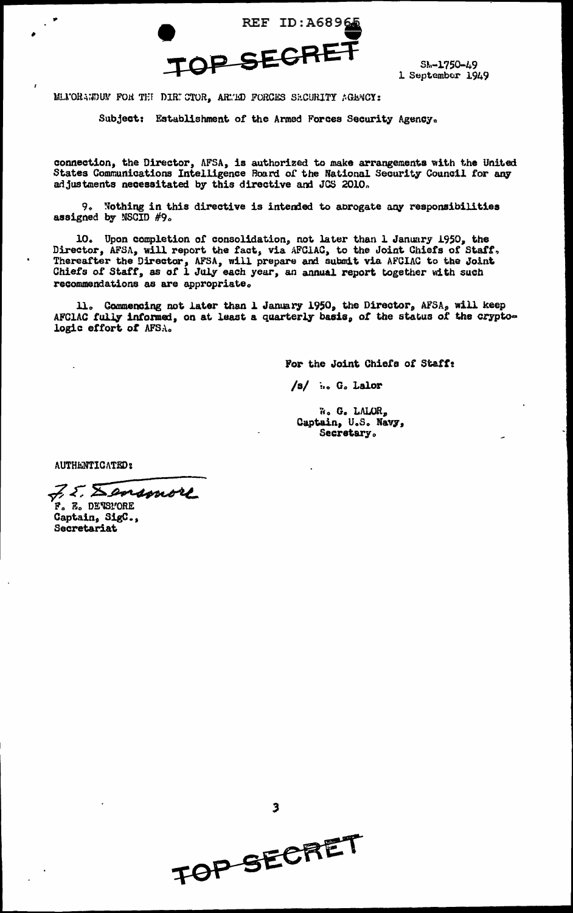REF ID:A68965

TOP SECRET

SM-1750-49
1 September 1949

MEMORANDUM FOR THE DIRECTOR, ARMED FORCES SECURITY AGENCY:

Subject: Establishment of the Armed Forces Security Agency.

connection, the Director, AFSA, is authorized to make arrangements with the United States Communications Intelligence Board of the National Security Council for any adjustments necessitated by this directive and JCS 2010.

9. Nothing in this directive is intended to abrogate any responsibilities assigned by NSCID #9.

10. Upon completion of consolidation, not later than 1 January 1950, the Director, AFSA, will report the fact, via AFCIAC, to the Joint Chiefs of Staff. Thereafter the Director, AFSA, will prepare and submit via AFCIAC to the Joint Chiefs of Staff, as of 1 July each year, an annual report together with such recommendations as are appropriate.

11. Commencing not later than 1 January 1950, the Director, AFSA, will keep AFCIAC fully informed, on at least a quarterly basis, of the status of the cryptologic effort of AFSA.

For the Joint Chiefs of Staff:

/s/ W. G. Lalor

W. G. LALOR,
Captain, U.S. Navy,
Secretary.

AUTHENTICATED:

F. E. Densmore

F. E. DENSMORE
Captain, SigC.,
Secretariat

TOP SECRET